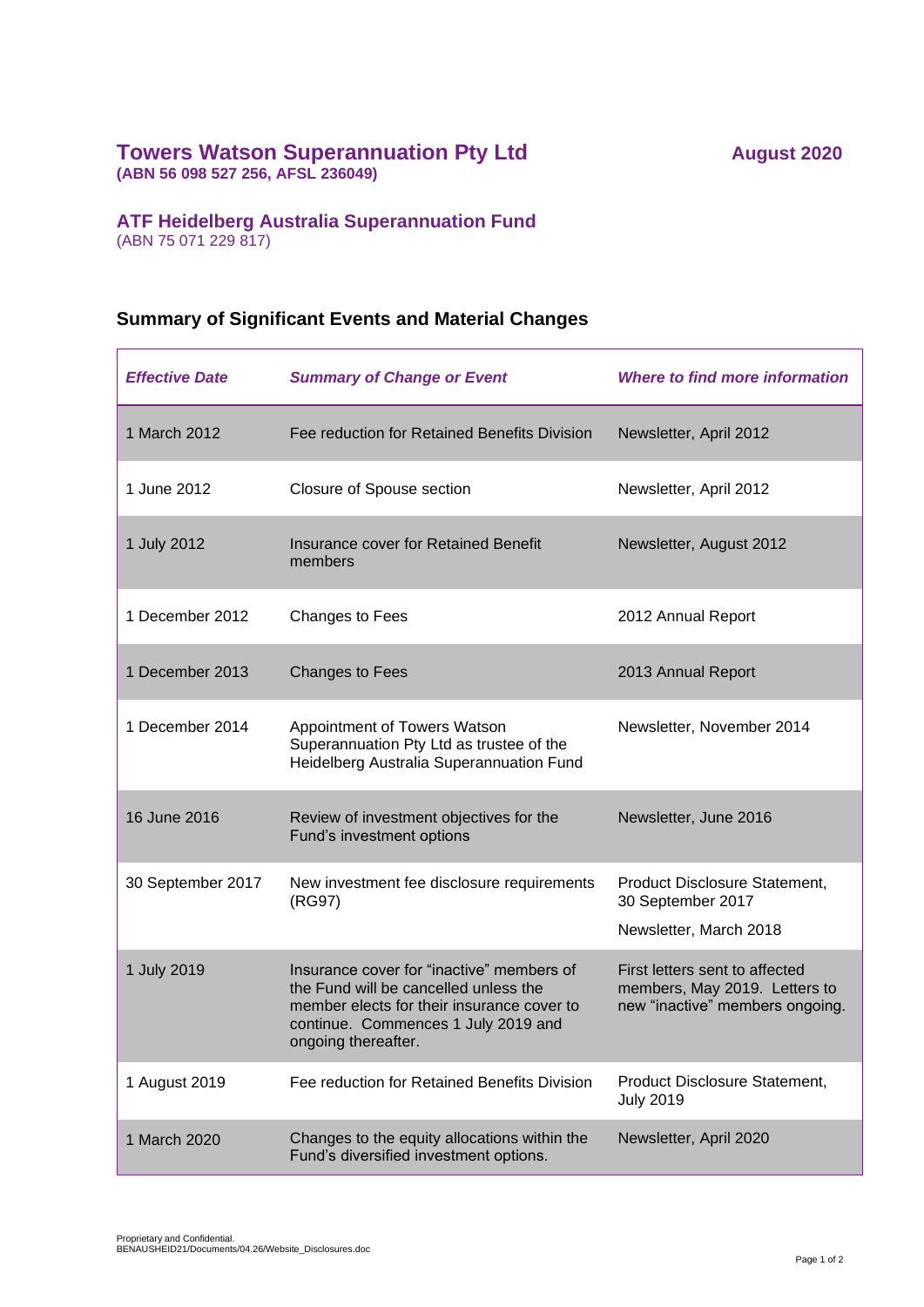## Towers Watson Superannuation Pty Ltd

**(ABN 56 098 527 256, AFSL 236049)**

**August 2020**

## ATF Heidelberg Australia Superannuation Fund

(ABN 75 071 229 817)

### Summary of Significant Events and Material Changes

| *Effective Date* | *Summary of Change or Event* | *Where to find more information* |
|---|---|---|
| 1 March 2012 | Fee reduction for Retained Benefits Division | Newsletter, April 2012 |
| 1 June 2012 | Closure of Spouse section | Newsletter, April 2012 |
| 1 July 2012 | Insurance cover for Retained Benefit members | Newsletter, August 2012 |
| 1 December 2012 | Changes to Fees | 2012 Annual Report |
| 1 December 2013 | Changes to Fees | 2013 Annual Report |
| 1 December 2014 | Appointment of Towers Watson Superannuation Pty Ltd as trustee of the Heidelberg Australia Superannuation Fund | Newsletter, November 2014 |
| 16 June 2016 | Review of investment objectives for the Fund's investment options | Newsletter, June 2016 |
| 30 September 2017 | New investment fee disclosure requirements (RG97) | Product Disclosure Statement, 30 September 2017<br><br>Newsletter, March 2018 |
| 1 July 2019 | Insurance cover for "inactive" members of the Fund will be cancelled unless the member elects for their insurance cover to continue. Commences 1 July 2019 and ongoing thereafter. | First letters sent to affected members, May 2019. Letters to new "inactive" members ongoing. |
| 1 August 2019 | Fee reduction for Retained Benefits Division | Product Disclosure Statement, July 2019 |
| 1 March 2020 | Changes to the equity allocations within the Fund's diversified investment options. | Newsletter, April 2020 |

Proprietary and Confidential.
BENAUSHEID21/Documents/04.26/Website_Disclosures.doc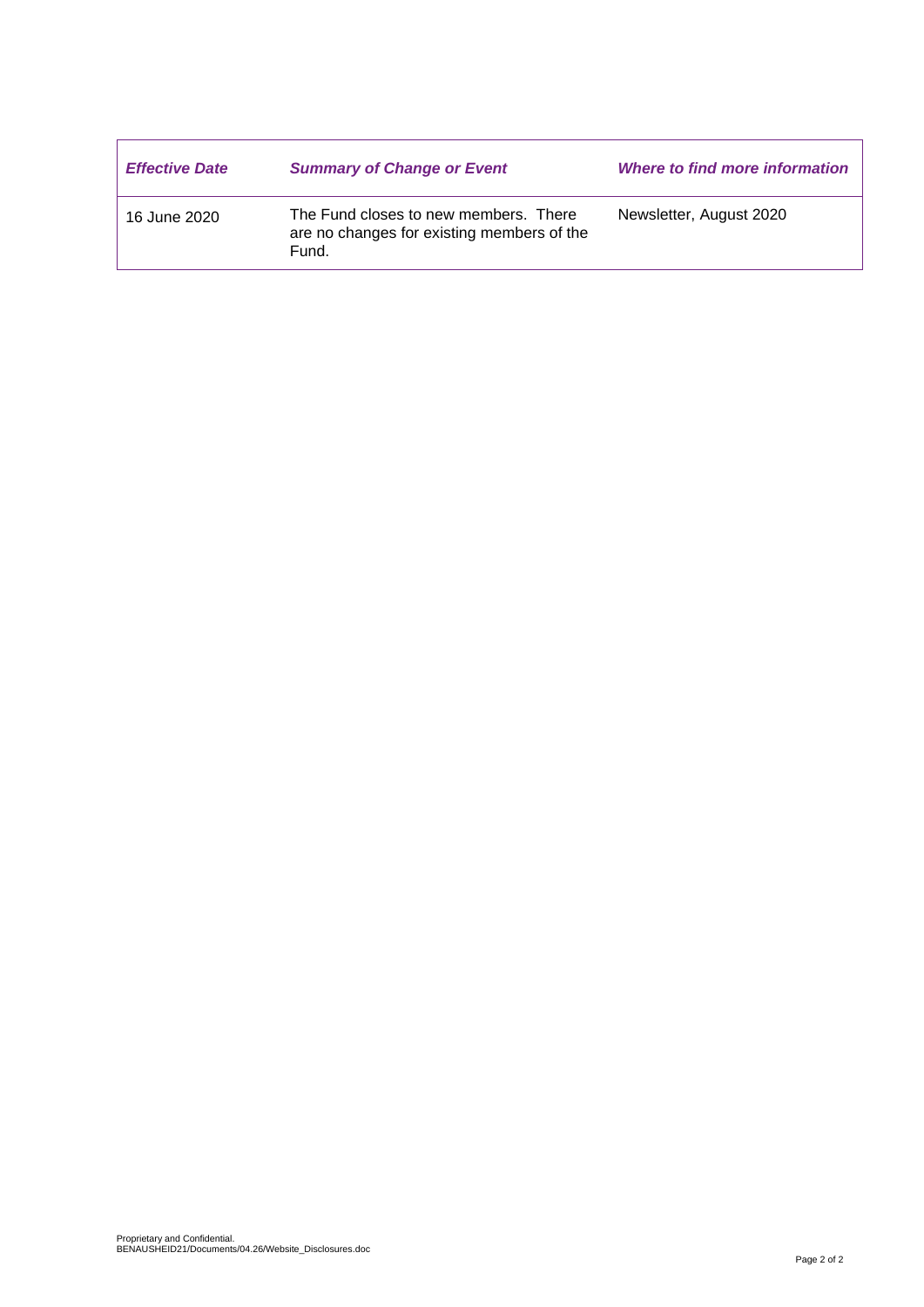| *Effective Date* | *Summary of Change or Event* | *Where to find more information* |
|---|---|---|
| 16 June 2020 | The Fund closes to new members. There are no changes for existing members of the Fund. | Newsletter, August 2020 |

Proprietary and Confidential.
BENAUSHEID21/Documents/04.26/Website_Disclosures.doc